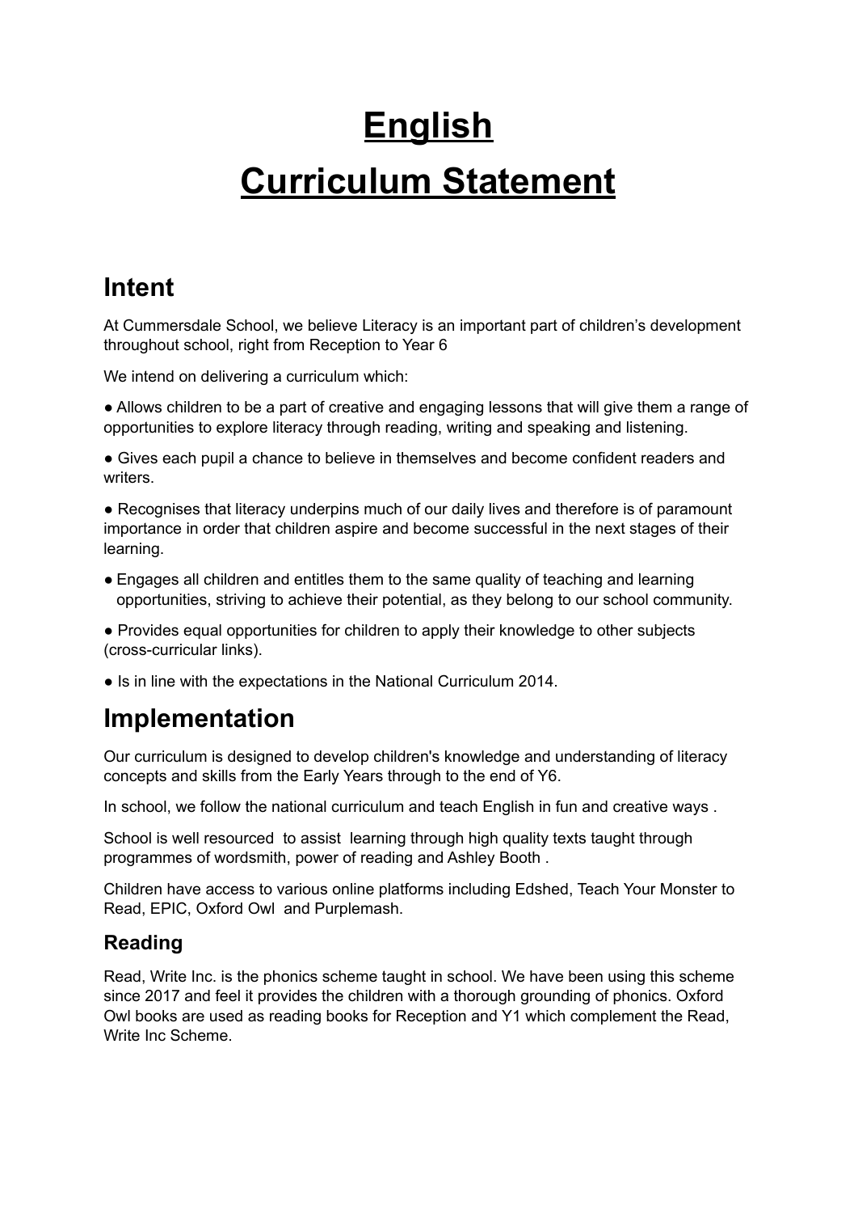# English

# Curriculum Statement

## Intent

At Cummersdale School, we believe Literacy is an important part of children's development throughout school, right from Reception to Year 6

We intend on delivering a curriculum which:

● Allows children to be a part of creative and engaging lessons that will give them a range of opportunities to explore literacy through reading, writing and speaking and listening.

● Gives each pupil a chance to believe in themselves and become confident readers and writers.

● Recognises that literacy underpins much of our daily lives and therefore is of paramount importance in order that children aspire and become successful in the next stages of their learning.

● Engages all children and entitles them to the same quality of teaching and learning opportunities, striving to achieve their potential, as they belong to our school community.

● Provides equal opportunities for children to apply their knowledge to other subjects (cross-curricular links).

● Is in line with the expectations in the National Curriculum 2014.

## Implementation

Our curriculum is designed to develop children's knowledge and understanding of literacy concepts and skills from the Early Years through to the end of Y6.

In school, we follow the national curriculum and teach English in fun and creative ways .

School is well resourced to assist learning through high quality texts taught through programmes of wordsmith, power of reading and Ashley Booth .

Children have access to various online platforms including Edshed, Teach Your Monster to Read, EPIC, Oxford Owl and Purplemash.

### Reading

Read, Write Inc. is the phonics scheme taught in school. We have been using this scheme since 2017 and feel it provides the children with a thorough grounding of phonics. Oxford Owl books are used as reading books for Reception and Y1 which complement the Read, Write Inc Scheme.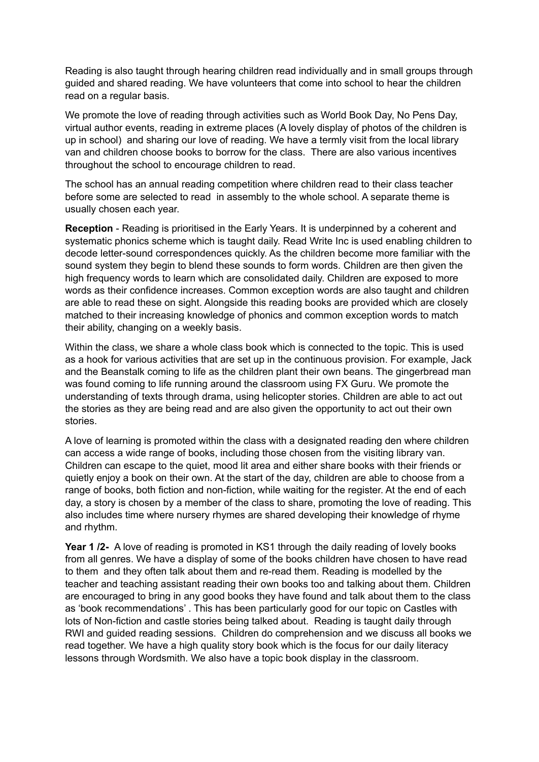Reading is also taught through hearing children read individually and in small groups through guided and shared reading. We have volunteers that come into school to hear the children read on a regular basis.

We promote the love of reading through activities such as World Book Day, No Pens Day, virtual author events, reading in extreme places (A lovely display of photos of the children is up in school) and sharing our love of reading. We have a termly visit from the local library van and children choose books to borrow for the class. There are also various incentives throughout the school to encourage children to read.

The school has an annual reading competition where children read to their class teacher before some are selected to read in assembly to the whole school. A separate theme is usually chosen each year.

**Reception** - Reading is prioritised in the Early Years. It is underpinned by a coherent and systematic phonics scheme which is taught daily. Read Write Inc is used enabling children to decode letter-sound correspondences quickly. As the children become more familiar with the sound system they begin to blend these sounds to form words. Children are then given the high frequency words to learn which are consolidated daily. Children are exposed to more words as their confidence increases. Common exception words are also taught and children are able to read these on sight. Alongside this reading books are provided which are closely matched to their increasing knowledge of phonics and common exception words to match their ability, changing on a weekly basis.

Within the class, we share a whole class book which is connected to the topic. This is used as a hook for various activities that are set up in the continuous provision. For example, Jack and the Beanstalk coming to life as the children plant their own beans. The gingerbread man was found coming to life running around the classroom using FX Guru. We promote the understanding of texts through drama, using helicopter stories. Children are able to act out the stories as they are being read and are also given the opportunity to act out their own stories.

A love of learning is promoted within the class with a designated reading den where children can access a wide range of books, including those chosen from the visiting library van. Children can escape to the quiet, mood lit area and either share books with their friends or quietly enjoy a book on their own. At the start of the day, children are able to choose from a range of books, both fiction and non-fiction, while waiting for the register. At the end of each day, a story is chosen by a member of the class to share, promoting the love of reading. This also includes time where nursery rhymes are shared developing their knowledge of rhyme and rhythm.

**Year 1 /2-** A love of reading is promoted in KS1 through the daily reading of lovely books from all genres. We have a display of some of the books children have chosen to have read to them and they often talk about them and re-read them. Reading is modelled by the teacher and teaching assistant reading their own books too and talking about them. Children are encouraged to bring in any good books they have found and talk about them to the class as 'book recommendations' . This has been particularly good for our topic on Castles with lots of Non-fiction and castle stories being talked about. Reading is taught daily through RWI and guided reading sessions. Children do comprehension and we discuss all books we read together. We have a high quality story book which is the focus for our daily literacy lessons through Wordsmith. We also have a topic book display in the classroom.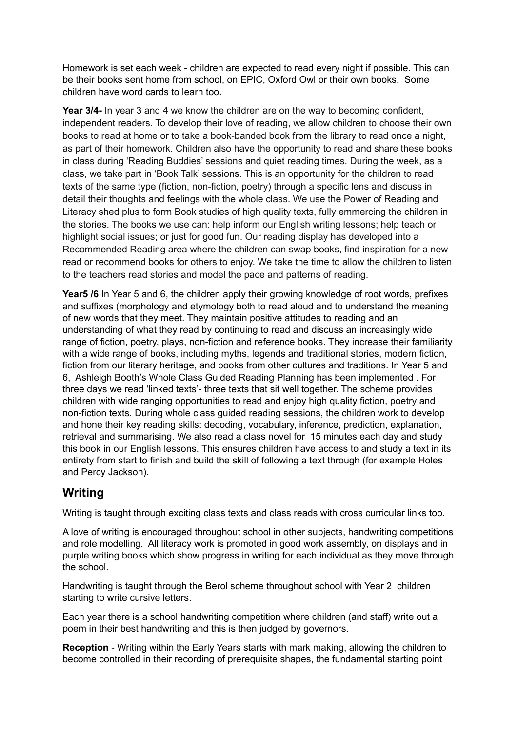Homework is set each week - children are expected to read every night if possible. This can be their books sent home from school, on EPIC, Oxford Owl or their own books. Some children have word cards to learn too.

**Year 3/4-** In year 3 and 4 we know the children are on the way to becoming confident, independent readers. To develop their love of reading, we allow children to choose their own books to read at home or to take a book-banded book from the library to read once a night, as part of their homework. Children also have the opportunity to read and share these books in class during 'Reading Buddies' sessions and quiet reading times. During the week, as a class, we take part in 'Book Talk' sessions. This is an opportunity for the children to read texts of the same type (fiction, non-fiction, poetry) through a specific lens and discuss in detail their thoughts and feelings with the whole class. We use the Power of Reading and Literacy shed plus to form Book studies of high quality texts, fully emmercing the children in the stories. The books we use can: help inform our English writing lessons; help teach or highlight social issues; or just for good fun. Our reading display has developed into a Recommended Reading area where the children can swap books, find inspiration for a new read or recommend books for others to enjoy. We take the time to allow the children to listen to the teachers read stories and model the pace and patterns of reading.

**Year5 /6** In Year 5 and 6, the children apply their growing knowledge of root words, prefixes and suffixes (morphology and etymology both to read aloud and to understand the meaning of new words that they meet. They maintain positive attitudes to reading and an understanding of what they read by continuing to read and discuss an increasingly wide range of fiction, poetry, plays, non-fiction and reference books. They increase their familiarity with a wide range of books, including myths, legends and traditional stories, modern fiction, fiction from our literary heritage, and books from other cultures and traditions. In Year 5 and 6, Ashleigh Booth's Whole Class Guided Reading Planning has been implemented . For three days we read 'linked texts'- three texts that sit well together. The scheme provides children with wide ranging opportunities to read and enjoy high quality fiction, poetry and non-fiction texts. During whole class guided reading sessions, the children work to develop and hone their key reading skills: decoding, vocabulary, inference, prediction, explanation, retrieval and summarising. We also read a class novel for 15 minutes each day and study this book in our English lessons. This ensures children have access to and study a text in its entirety from start to finish and build the skill of following a text through (for example Holes and Percy Jackson).

## Writing

Writing is taught through exciting class texts and class reads with cross curricular links too.

A love of writing is encouraged throughout school in other subjects, handwriting competitions and role modelling. All literacy work is promoted in good work assembly, on displays and in purple writing books which show progress in writing for each individual as they move through the school.

Handwriting is taught through the Berol scheme throughout school with Year 2 children starting to write cursive letters.

Each year there is a school handwriting competition where children (and staff) write out a poem in their best handwriting and this is then judged by governors.

**Reception** - Writing within the Early Years starts with mark making, allowing the children to become controlled in their recording of prerequisite shapes, the fundamental starting point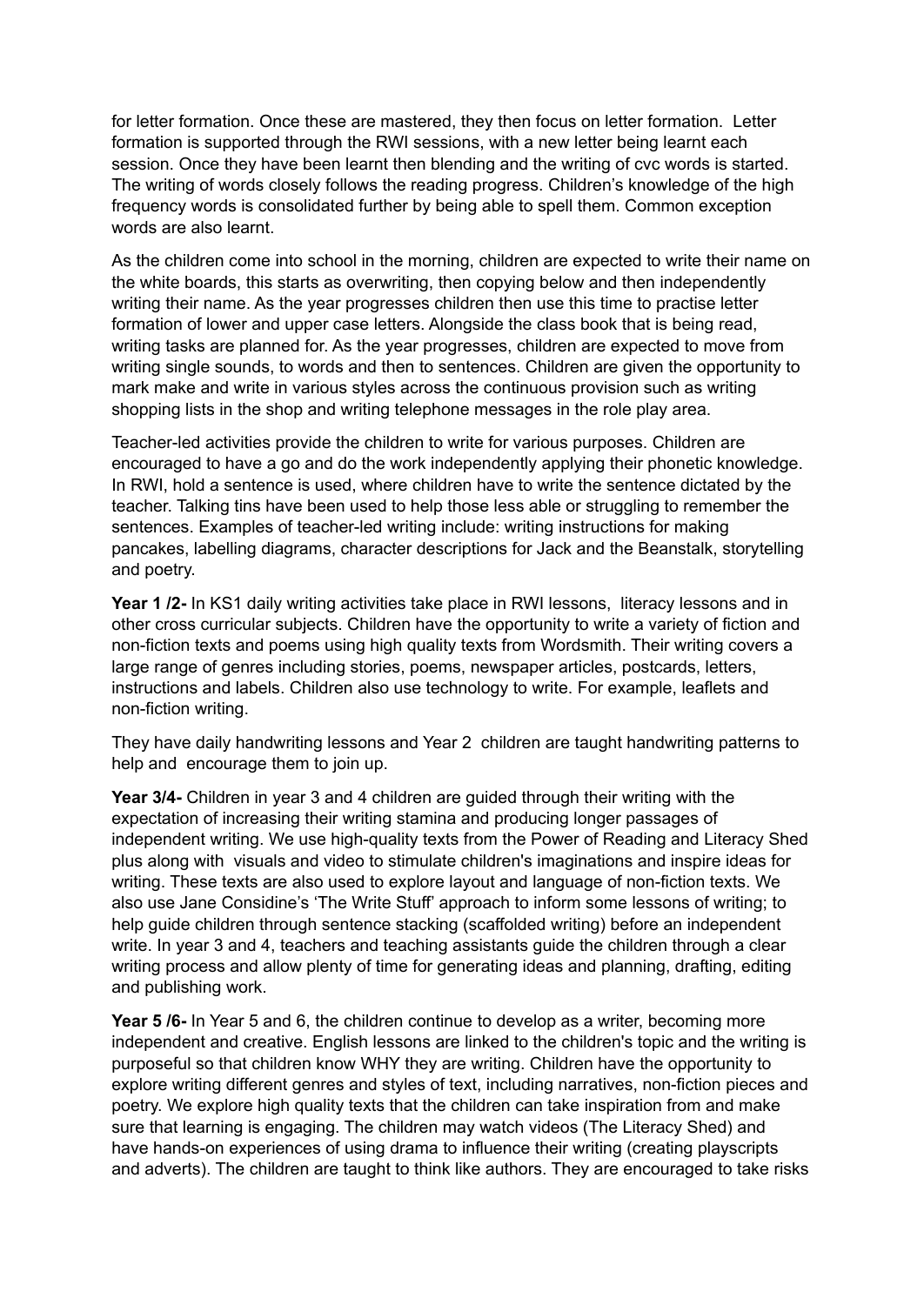for letter formation. Once these are mastered, they then focus on letter formation. Letter formation is supported through the RWI sessions, with a new letter being learnt each session. Once they have been learnt then blending and the writing of cvc words is started. The writing of words closely follows the reading progress. Children's knowledge of the high frequency words is consolidated further by being able to spell them. Common exception words are also learnt.

As the children come into school in the morning, children are expected to write their name on the white boards, this starts as overwriting, then copying below and then independently writing their name. As the year progresses children then use this time to practise letter formation of lower and upper case letters. Alongside the class book that is being read, writing tasks are planned for. As the year progresses, children are expected to move from writing single sounds, to words and then to sentences. Children are given the opportunity to mark make and write in various styles across the continuous provision such as writing shopping lists in the shop and writing telephone messages in the role play area.

Teacher-led activities provide the children to write for various purposes. Children are encouraged to have a go and do the work independently applying their phonetic knowledge. In RWI, hold a sentence is used, where children have to write the sentence dictated by the teacher. Talking tins have been used to help those less able or struggling to remember the sentences. Examples of teacher-led writing include: writing instructions for making pancakes, labelling diagrams, character descriptions for Jack and the Beanstalk, storytelling and poetry.

**Year 1 /2-** In KS1 daily writing activities take place in RWI lessons, literacy lessons and in other cross curricular subjects. Children have the opportunity to write a variety of fiction and non-fiction texts and poems using high quality texts from Wordsmith. Their writing covers a large range of genres including stories, poems, newspaper articles, postcards, letters, instructions and labels. Children also use technology to write. For example, leaflets and non-fiction writing.

They have daily handwriting lessons and Year 2 children are taught handwriting patterns to help and encourage them to join up.

**Year 3/4-** Children in year 3 and 4 children are guided through their writing with the expectation of increasing their writing stamina and producing longer passages of independent writing. We use high-quality texts from the Power of Reading and Literacy Shed plus along with visuals and video to stimulate children's imaginations and inspire ideas for writing. These texts are also used to explore layout and language of non-fiction texts. We also use Jane Considine's 'The Write Stuff' approach to inform some lessons of writing; to help guide children through sentence stacking (scaffolded writing) before an independent write. In year 3 and 4, teachers and teaching assistants guide the children through a clear writing process and allow plenty of time for generating ideas and planning, drafting, editing and publishing work.

**Year 5 /6-** In Year 5 and 6, the children continue to develop as a writer, becoming more independent and creative. English lessons are linked to the children's topic and the writing is purposeful so that children know WHY they are writing. Children have the opportunity to explore writing different genres and styles of text, including narratives, non-fiction pieces and poetry. We explore high quality texts that the children can take inspiration from and make sure that learning is engaging. The children may watch videos (The Literacy Shed) and have hands-on experiences of using drama to influence their writing (creating playscripts and adverts). The children are taught to think like authors. They are encouraged to take risks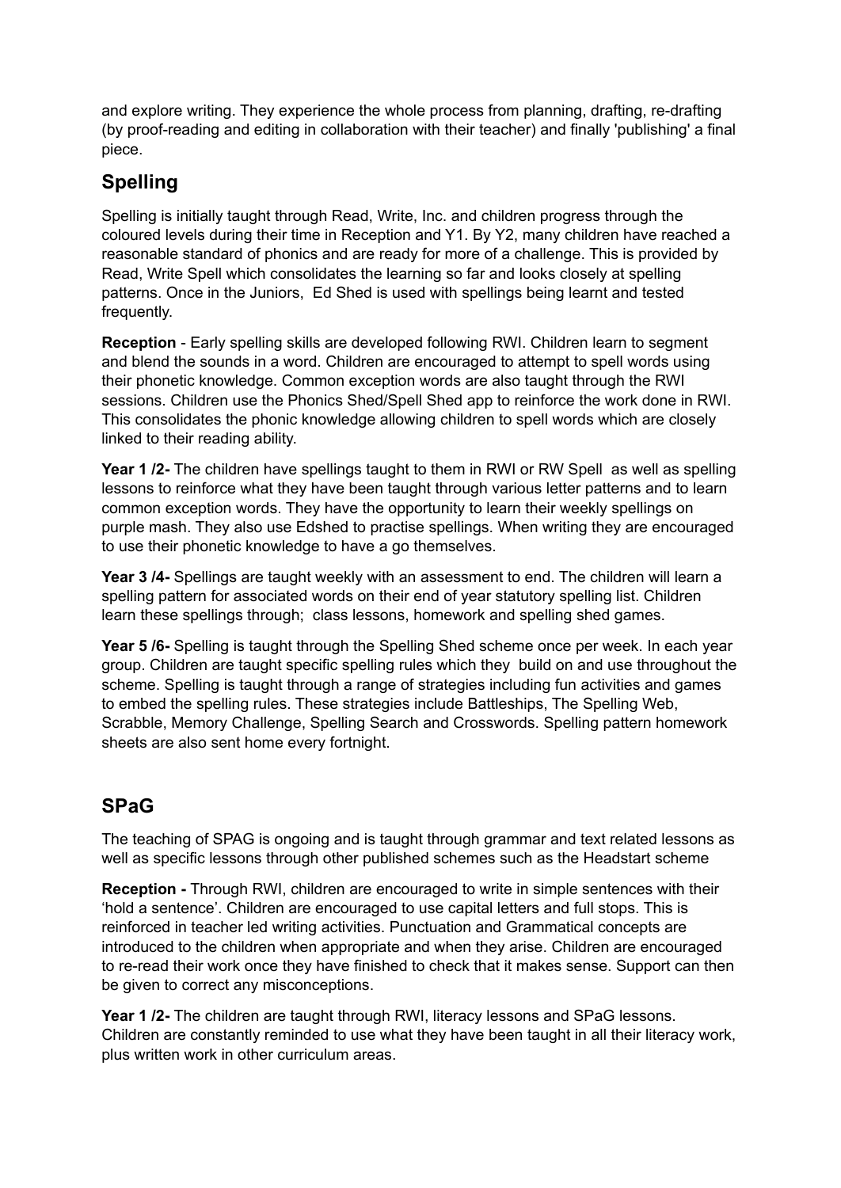and explore writing. They experience the whole process from planning, drafting, re-drafting (by proof-reading and editing in collaboration with their teacher) and finally 'publishing' a final piece.

## Spelling

Spelling is initially taught through Read, Write, Inc. and children progress through the coloured levels during their time in Reception and Y1. By Y2, many children have reached a reasonable standard of phonics and are ready for more of a challenge. This is provided by Read, Write Spell which consolidates the learning so far and looks closely at spelling patterns. Once in the Juniors, Ed Shed is used with spellings being learnt and tested frequently.

**Reception** - Early spelling skills are developed following RWI. Children learn to segment and blend the sounds in a word. Children are encouraged to attempt to spell words using their phonetic knowledge. Common exception words are also taught through the RWI sessions. Children use the Phonics Shed/Spell Shed app to reinforce the work done in RWI. This consolidates the phonic knowledge allowing children to spell words which are closely linked to their reading ability.

**Year 1 /2-** The children have spellings taught to them in RWI or RW Spell as well as spelling lessons to reinforce what they have been taught through various letter patterns and to learn common exception words. They have the opportunity to learn their weekly spellings on purple mash. They also use Edshed to practise spellings. When writing they are encouraged to use their phonetic knowledge to have a go themselves.

**Year 3 /4-** Spellings are taught weekly with an assessment to end. The children will learn a spelling pattern for associated words on their end of year statutory spelling list. Children learn these spellings through; class lessons, homework and spelling shed games.

**Year 5 /6-** Spelling is taught through the Spelling Shed scheme once per week. In each year group. Children are taught specific spelling rules which they build on and use throughout the scheme. Spelling is taught through a range of strategies including fun activities and games to embed the spelling rules. These strategies include Battleships, The Spelling Web, Scrabble, Memory Challenge, Spelling Search and Crosswords. Spelling pattern homework sheets are also sent home every fortnight.

## SPaG

The teaching of SPAG is ongoing and is taught through grammar and text related lessons as well as specific lessons through other published schemes such as the Headstart scheme

**Reception -** Through RWI, children are encouraged to write in simple sentences with their 'hold a sentence'. Children are encouraged to use capital letters and full stops. This is reinforced in teacher led writing activities. Punctuation and Grammatical concepts are introduced to the children when appropriate and when they arise. Children are encouraged to re-read their work once they have finished to check that it makes sense. Support can then be given to correct any misconceptions.

**Year 1 /2-** The children are taught through RWI, literacy lessons and SPaG lessons. Children are constantly reminded to use what they have been taught in all their literacy work, plus written work in other curriculum areas.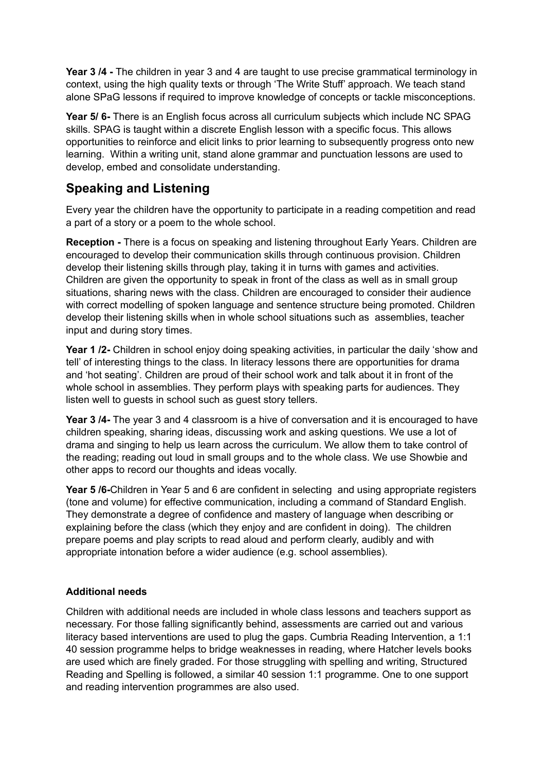**Year 3 /4 -** The children in year 3 and 4 are taught to use precise grammatical terminology in context, using the high quality texts or through 'The Write Stuff' approach. We teach stand alone SPaG lessons if required to improve knowledge of concepts or tackle misconceptions.

**Year 5/ 6-** There is an English focus across all curriculum subjects which include NC SPAG skills. SPAG is taught within a discrete English lesson with a specific focus. This allows opportunities to reinforce and elicit links to prior learning to subsequently progress onto new learning. Within a writing unit, stand alone grammar and punctuation lessons are used to develop, embed and consolidate understanding.

## Speaking and Listening

Every year the children have the opportunity to participate in a reading competition and read a part of a story or a poem to the whole school.

**Reception -** There is a focus on speaking and listening throughout Early Years. Children are encouraged to develop their communication skills through continuous provision. Children develop their listening skills through play, taking it in turns with games and activities. Children are given the opportunity to speak in front of the class as well as in small group situations, sharing news with the class. Children are encouraged to consider their audience with correct modelling of spoken language and sentence structure being promoted. Children develop their listening skills when in whole school situations such as assemblies, teacher input and during story times.

**Year 1 /2-** Children in school enjoy doing speaking activities, in particular the daily 'show and tell' of interesting things to the class. In literacy lessons there are opportunities for drama and 'hot seating'. Children are proud of their school work and talk about it in front of the whole school in assemblies. They perform plays with speaking parts for audiences. They listen well to guests in school such as guest story tellers.

**Year 3 /4-** The year 3 and 4 classroom is a hive of conversation and it is encouraged to have children speaking, sharing ideas, discussing work and asking questions. We use a lot of drama and singing to help us learn across the curriculum. We allow them to take control of the reading; reading out loud in small groups and to the whole class. We use Showbie and other apps to record our thoughts and ideas vocally.

**Year 5 /6-**Children in Year 5 and 6 are confident in selecting and using appropriate registers (tone and volume) for effective communication, including a command of Standard English. They demonstrate a degree of confidence and mastery of language when describing or explaining before the class (which they enjoy and are confident in doing). The children prepare poems and play scripts to read aloud and perform clearly, audibly and with appropriate intonation before a wider audience (e.g. school assemblies).

**Additional needs**

Children with additional needs are included in whole class lessons and teachers support as necessary. For those falling significantly behind, assessments are carried out and various literacy based interventions are used to plug the gaps. Cumbria Reading Intervention, a 1:1 40 session programme helps to bridge weaknesses in reading, where Hatcher levels books are used which are finely graded. For those struggling with spelling and writing, Structured Reading and Spelling is followed, a similar 40 session 1:1 programme. One to one support and reading intervention programmes are also used.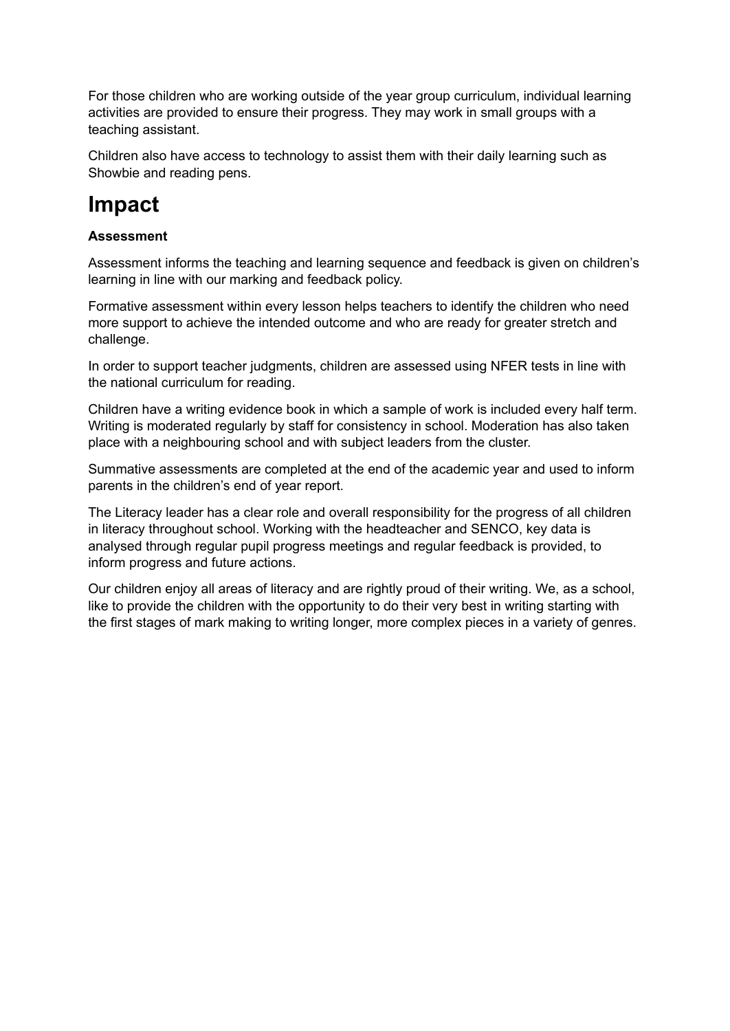For those children who are working outside of the year group curriculum, individual learning activities are provided to ensure their progress. They may work in small groups with a teaching assistant.

Children also have access to technology to assist them with their daily learning such as Showbie and reading pens.

# Impact

**Assessment**

Assessment informs the teaching and learning sequence and feedback is given on children's learning in line with our marking and feedback policy.

Formative assessment within every lesson helps teachers to identify the children who need more support to achieve the intended outcome and who are ready for greater stretch and challenge.

In order to support teacher judgments, children are assessed using NFER tests in line with the national curriculum for reading.

Children have a writing evidence book in which a sample of work is included every half term. Writing is moderated regularly by staff for consistency in school. Moderation has also taken place with a neighbouring school and with subject leaders from the cluster.

Summative assessments are completed at the end of the academic year and used to inform parents in the children's end of year report.

The Literacy leader has a clear role and overall responsibility for the progress of all children in literacy throughout school. Working with the headteacher and SENCO, key data is analysed through regular pupil progress meetings and regular feedback is provided, to inform progress and future actions.

Our children enjoy all areas of literacy and are rightly proud of their writing. We, as a school, like to provide the children with the opportunity to do their very best in writing starting with the first stages of mark making to writing longer, more complex pieces in a variety of genres.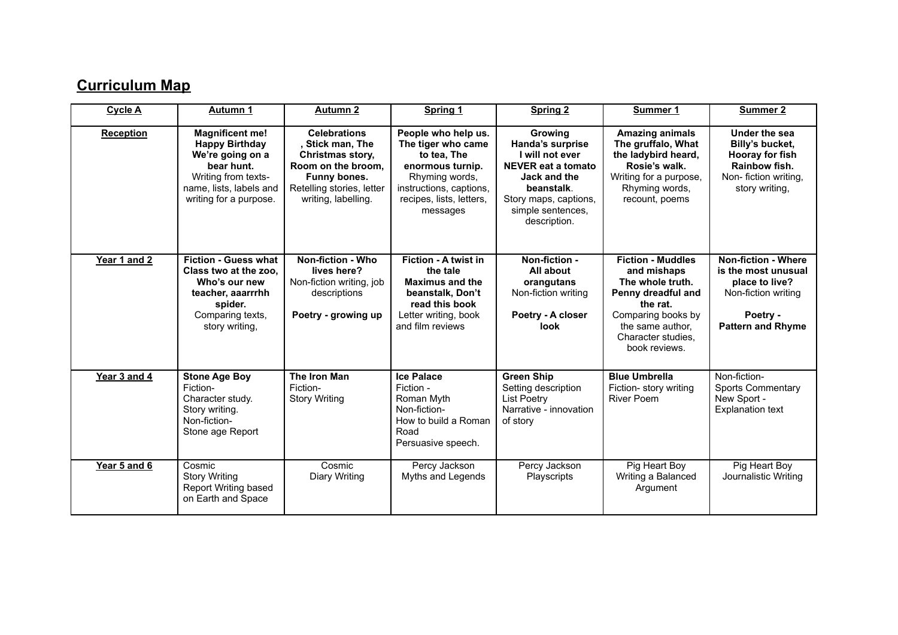## **Curriculum Map**

| **Cycle A** | **Autumn 1** | **Autumn 2** | **Spring 1** | **Spring 2** | **Summer 1** | **Summer 2** |
|---|---|---|---|---|---|---|
| **Reception** | **Magnificent me! Happy Birthday We're going on a bear hunt.** Writing from texts- name, lists, labels and writing for a purpose. | **Celebrations , Stick man, The Christmas story, Room on the broom, Funny bones.** Retelling stories, letter writing, labelling. | **People who help us. The tiger who came to tea, The enormous turnip.** Rhyming words, instructions, captions, recipes, lists, letters, messages | **Growing Handa's surprise I will not ever NEVER eat a tomato Jack and the beanstalk**. Story maps, captions, simple sentences, description. | **Amazing animals The gruffalo, What the ladybird heard, Rosie's walk.** Writing for a purpose, Rhyming words, recount, poems | **Under the sea Billy's bucket, Hooray for fish Rainbow fish.** Non- fiction writing, story writing, |
| **Year 1 and 2** | **Fiction - Guess what Class two at the zoo, Who's our new teacher, aaarrrhh spider.** Comparing texts, story writing, | **Non-fiction - Who lives here?** Non-fiction writing, job descriptions **Poetry - growing up** | **Fiction - A twist in the tale Maximus and the beanstalk, Don't read this book** Letter writing, book and film reviews | **Non-fiction - All about orangutans** Non-fiction writing **Poetry - A closer look** | **Fiction - Muddles and mishaps The whole truth. Penny dreadful and the rat.** Comparing books by the same author, Character studies, book reviews. | **Non-fiction - Where is the most unusual place to live?** Non-fiction writing **Poetry - Pattern and Rhyme** |
| **Year 3 and 4** | **Stone Age Boy** Fiction- Character study. Story writing. Non-fiction- Stone age Report | **The Iron Man** Fiction- Story Writing | **Ice Palace** Fiction - Roman Myth Non-fiction- How to build a Roman Road Persuasive speech. | **Green Ship** Setting description List Poetry Narrative - innovation of story | **Blue Umbrella** Fiction- story writing River Poem | Non-fiction- Sports Commentary New Sport - Explanation text |
| **Year 5 and 6** | Cosmic Story Writing Report Writing based on Earth and Space | Cosmic Diary Writing | Percy Jackson Myths and Legends | Percy Jackson Playscripts | Pig Heart Boy Writing a Balanced Argument | Pig Heart Boy Journalistic Writing |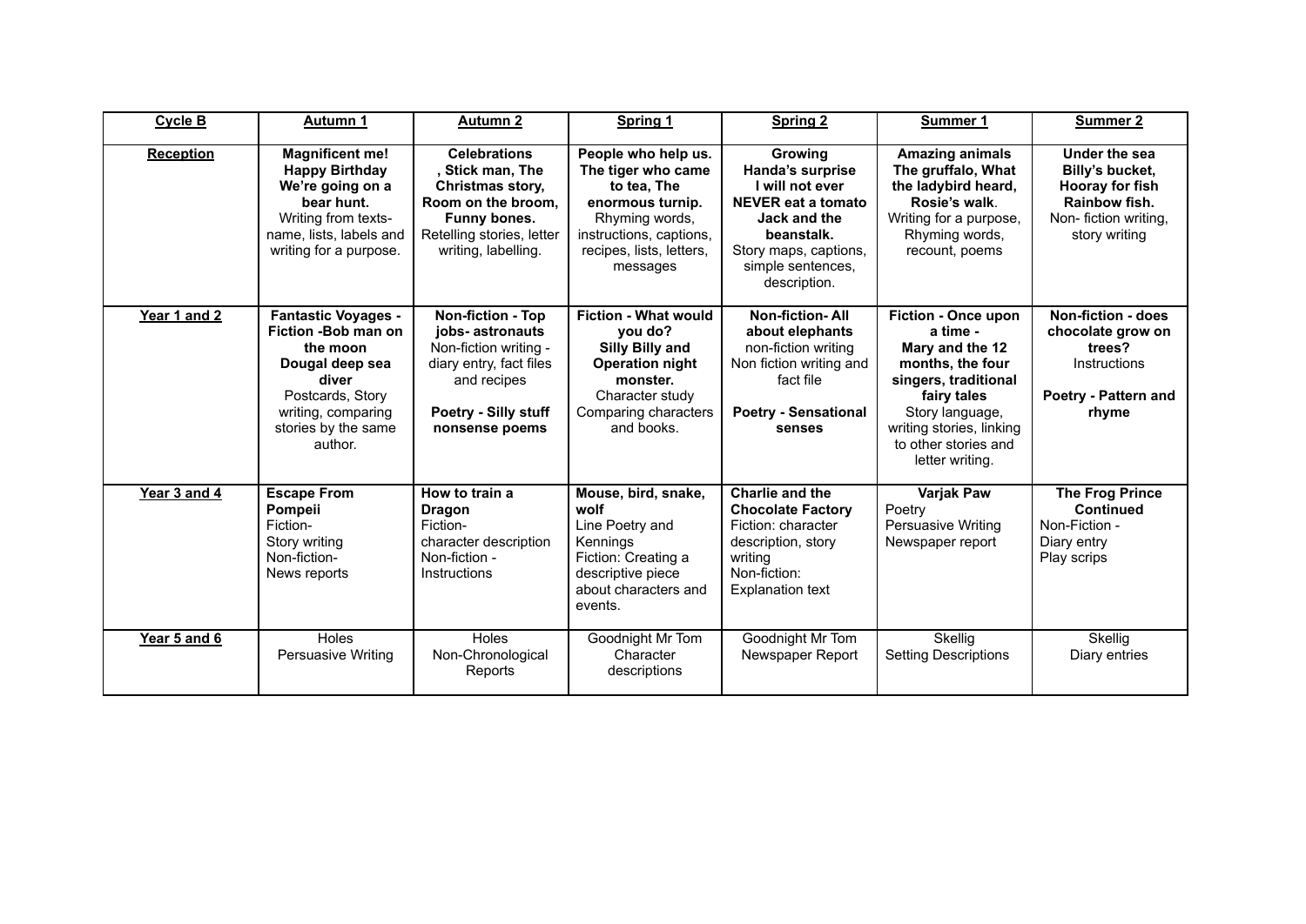| Cycle B | Autumn 1 | Autumn 2 | Spring 1 | Spring 2 | Summer 1 | Summer 2 |
|---|---|---|---|---|---|---|
| Reception | **Magnificent me! Happy Birthday We're going on a bear hunt.** Writing from texts- name, lists, labels and writing for a purpose. | **Celebrations , Stick man, The Christmas story, Room on the broom, Funny bones.** Retelling stories, letter writing, labelling. | **People who help us. The tiger who came to tea, The enormous turnip.** Rhyming words, instructions, captions, recipes, lists, letters, messages | **Growing Handa's surprise I will not ever NEVER eat a tomato Jack and the beanstalk.** Story maps, captions, simple sentences, description. | **Amazing animals The gruffalo, What the ladybird heard, Rosie's walk**. Writing for a purpose, Rhyming words, recount, poems | **Under the sea Billy's bucket, Hooray for fish Rainbow fish.** Non- fiction writing, story writing |
| Year 1 and 2 | **Fantastic Voyages - Fiction -Bob man on the moon Dougal deep sea diver** Postcards, Story writing, comparing stories by the same author. | **Non-fiction - Top jobs- astronauts** Non-fiction writing - diary entry, fact files and recipes **Poetry - Silly stuff nonsense poems** | **Fiction - What would you do? Silly Billy and Operation night monster.** Character study Comparing characters and books. | **Non-fiction- All about elephants** non-fiction writing Non fiction writing and fact file **Poetry - Sensational senses** | **Fiction - Once upon a time - Mary and the 12 months, the four singers, traditional fairy tales** Story language, writing stories, linking to other stories and letter writing. | **Non-fiction - does chocolate grow on trees?** Instructions **Poetry - Pattern and rhyme** |
| Year 3 and 4 | **Escape From Pompeii** Fiction- Story writing Non-fiction- News reports | **How to train a Dragon** Fiction- character description Non-fiction - Instructions | **Mouse, bird, snake, wolf** Line Poetry and Kennings Fiction: Creating a descriptive piece about characters and events. | **Charlie and the Chocolate Factory** Fiction: character description, story writing Non-fiction: Explanation text | **Varjak Paw** Poetry Persuasive Writing Newspaper report | **The Frog Prince Continued** Non-Fiction - Diary entry Play scrips |
| Year 5 and 6 | Holes Persuasive Writing | Holes Non-Chronological Reports | Goodnight Mr Tom Character descriptions | Goodnight Mr Tom Newspaper Report | Skellig Setting Descriptions | Skellig Diary entries |